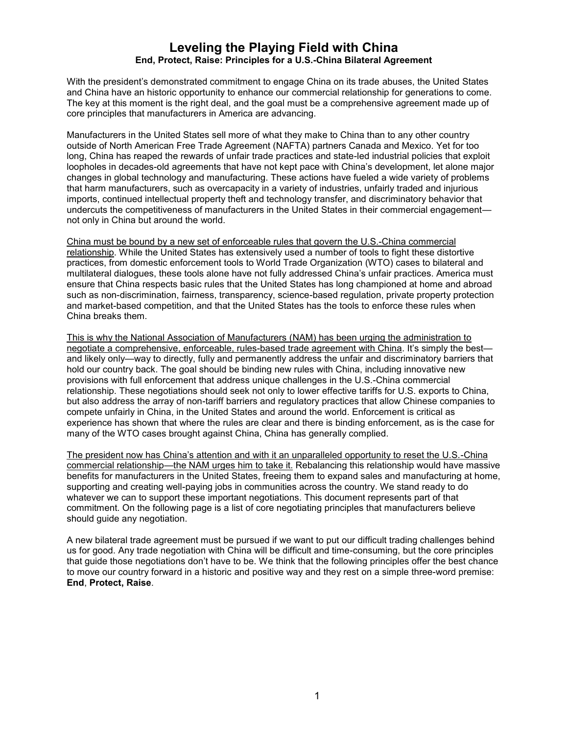# Leveling the Playing Field with China

**End, Protect, Raise: Principles for a U.S.-China Bilateral Agreement**

With the president's demonstrated commitment to engage China on its trade abuses, the United States and China have an historic opportunity to enhance our commercial relationship for generations to come. The key at this moment is the right deal, and the goal must be a comprehensive agreement made up of core principles that manufacturers in America are advancing.

Manufacturers in the United States sell more of what they make to China than to any other country outside of North American Free Trade Agreement (NAFTA) partners Canada and Mexico. Yet for too long, China has reaped the rewards of unfair trade practices and state-led industrial policies that exploit loopholes in decades-old agreements that have not kept pace with China's development, let alone major changes in global technology and manufacturing. These actions have fueled a wide variety of problems that harm manufacturers, such as overcapacity in a variety of industries, unfairly traded and injurious imports, continued intellectual property theft and technology transfer, and discriminatory behavior that undercuts the competitiveness of manufacturers in the United States in their commercial engagement—not only in China but around the world.

<u>China must be bound by a new set of enforceable rules that govern the U.S.-China commercial relationship</u>. While the United States has extensively used a number of tools to fight these distortive practices, from domestic enforcement tools to World Trade Organization (WTO) cases to bilateral and multilateral dialogues, these tools alone have not fully addressed China's unfair practices. America must ensure that China respects basic rules that the United States has long championed at home and abroad such as non-discrimination, fairness, transparency, science-based regulation, private property protection and market-based competition, and that the United States has the tools to enforce these rules when China breaks them.

<u>This is why the National Association of Manufacturers (NAM) has been urging the administration to negotiate a comprehensive, enforceable, rules-based trade agreement with China</u>. It's simply the best—and likely only—way to directly, fully and permanently address the unfair and discriminatory barriers that hold our country back. The goal should be binding new rules with China, including innovative new provisions with full enforcement that address unique challenges in the U.S.-China commercial relationship. These negotiations should seek not only to lower effective tariffs for U.S. exports to China, but also address the array of non-tariff barriers and regulatory practices that allow Chinese companies to compete unfairly in China, in the United States and around the world. Enforcement is critical as experience has shown that where the rules are clear and there is binding enforcement, as is the case for many of the WTO cases brought against China, China has generally complied.

<u>The president now has China's attention and with it an unparalleled opportunity to reset the U.S.-China commercial relationship—the NAM urges him to take it.</u> Rebalancing this relationship would have massive benefits for manufacturers in the United States, freeing them to expand sales and manufacturing at home, supporting and creating well-paying jobs in communities across the country. We stand ready to do whatever we can to support these important negotiations. This document represents part of that commitment. On the following page is a list of core negotiating principles that manufacturers believe should guide any negotiation.

A new bilateral trade agreement must be pursued if we want to put our difficult trading challenges behind us for good. Any trade negotiation with China will be difficult and time-consuming, but the core principles that guide those negotiations don't have to be. We think that the following principles offer the best chance to move our country forward in a historic and positive way and they rest on a simple three-word premise: **End**, **Protect, Raise**.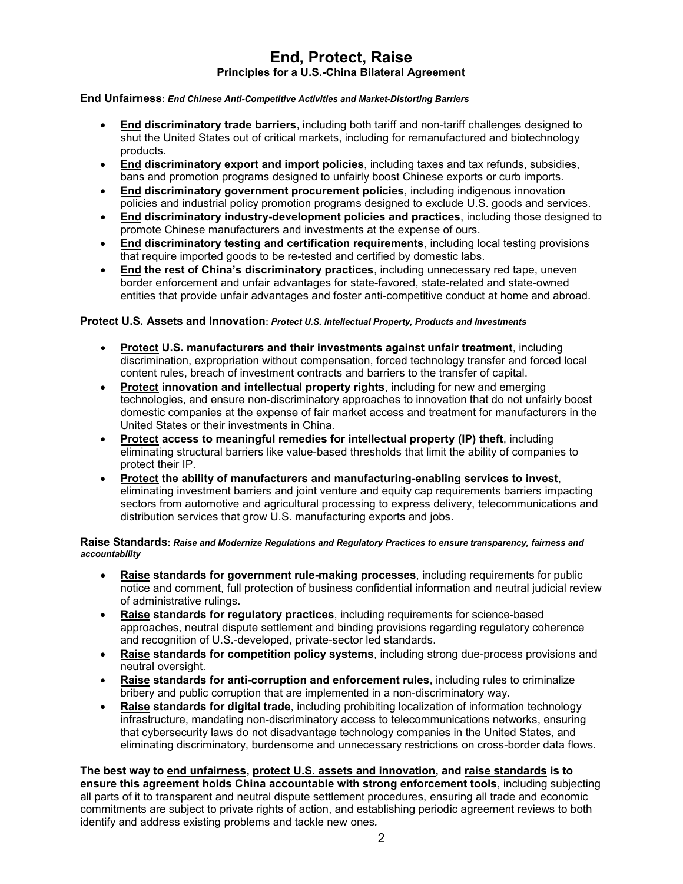# End, Protect, Raise

## Principles for a U.S.-China Bilateral Agreement

**End Unfairness:** ***End Chinese Anti-Competitive Activities and Market-Distorting Barriers***

- **<u>End</u> discriminatory trade barriers**, including both tariff and non-tariff challenges designed to shut the United States out of critical markets, including for remanufactured and biotechnology products.
- **<u>End</u> discriminatory export and import policies**, including taxes and tax refunds, subsidies, bans and promotion programs designed to unfairly boost Chinese exports or curb imports.
- **<u>End</u> discriminatory government procurement policies**, including indigenous innovation policies and industrial policy promotion programs designed to exclude U.S. goods and services.
- **<u>End</u> discriminatory industry-development policies and practices**, including those designed to promote Chinese manufacturers and investments at the expense of ours.
- **<u>End</u> discriminatory testing and certification requirements**, including local testing provisions that require imported goods to be re-tested and certified by domestic labs.
- **<u>End</u> the rest of China's discriminatory practices**, including unnecessary red tape, uneven border enforcement and unfair advantages for state-favored, state-related and state-owned entities that provide unfair advantages and foster anti-competitive conduct at home and abroad.

**Protect U.S. Assets and Innovation:** ***Protect U.S. Intellectual Property, Products and Investments***

- **<u>Protect</u> U.S. manufacturers and their investments against unfair treatment**, including discrimination, expropriation without compensation, forced technology transfer and forced local content rules, breach of investment contracts and barriers to the transfer of capital.
- **<u>Protect</u> innovation and intellectual property rights**, including for new and emerging technologies, and ensure non-discriminatory approaches to innovation that do not unfairly boost domestic companies at the expense of fair market access and treatment for manufacturers in the United States or their investments in China.
- **<u>Protect</u> access to meaningful remedies for intellectual property (IP) theft**, including eliminating structural barriers like value-based thresholds that limit the ability of companies to protect their IP.
- **<u>Protect</u> the ability of manufacturers and manufacturing-enabling services to invest**, eliminating investment barriers and joint venture and equity cap requirements barriers impacting sectors from automotive and agricultural processing to express delivery, telecommunications and distribution services that grow U.S. manufacturing exports and jobs.

**Raise Standards:** ***Raise and Modernize Regulations and Regulatory Practices to ensure transparency, fairness and accountability***

- **<u>Raise</u> standards for government rule-making processes**, including requirements for public notice and comment, full protection of business confidential information and neutral judicial review of administrative rulings.
- **<u>Raise</u> standards for regulatory practices**, including requirements for science-based approaches, neutral dispute settlement and binding provisions regarding regulatory coherence and recognition of U.S.-developed, private-sector led standards.
- **<u>Raise</u> standards for competition policy systems**, including strong due-process provisions and neutral oversight.
- **<u>Raise</u> standards for anti-corruption and enforcement rules**, including rules to criminalize bribery and public corruption that are implemented in a non-discriminatory way.
- **<u>Raise</u> standards for digital trade**, including prohibiting localization of information technology infrastructure, mandating non-discriminatory access to telecommunications networks, ensuring that cybersecurity laws do not disadvantage technology companies in the United States, and eliminating discriminatory, burdensome and unnecessary restrictions on cross-border data flows.

**The best way to <u>end unfairness</u>, <u>protect U.S. assets and innovation</u>, and <u>raise standards</u> is to ensure this agreement holds China accountable with strong enforcement tools**, including subjecting all parts of it to transparent and neutral dispute settlement procedures, ensuring all trade and economic commitments are subject to private rights of action, and establishing periodic agreement reviews to both identify and address existing problems and tackle new ones.